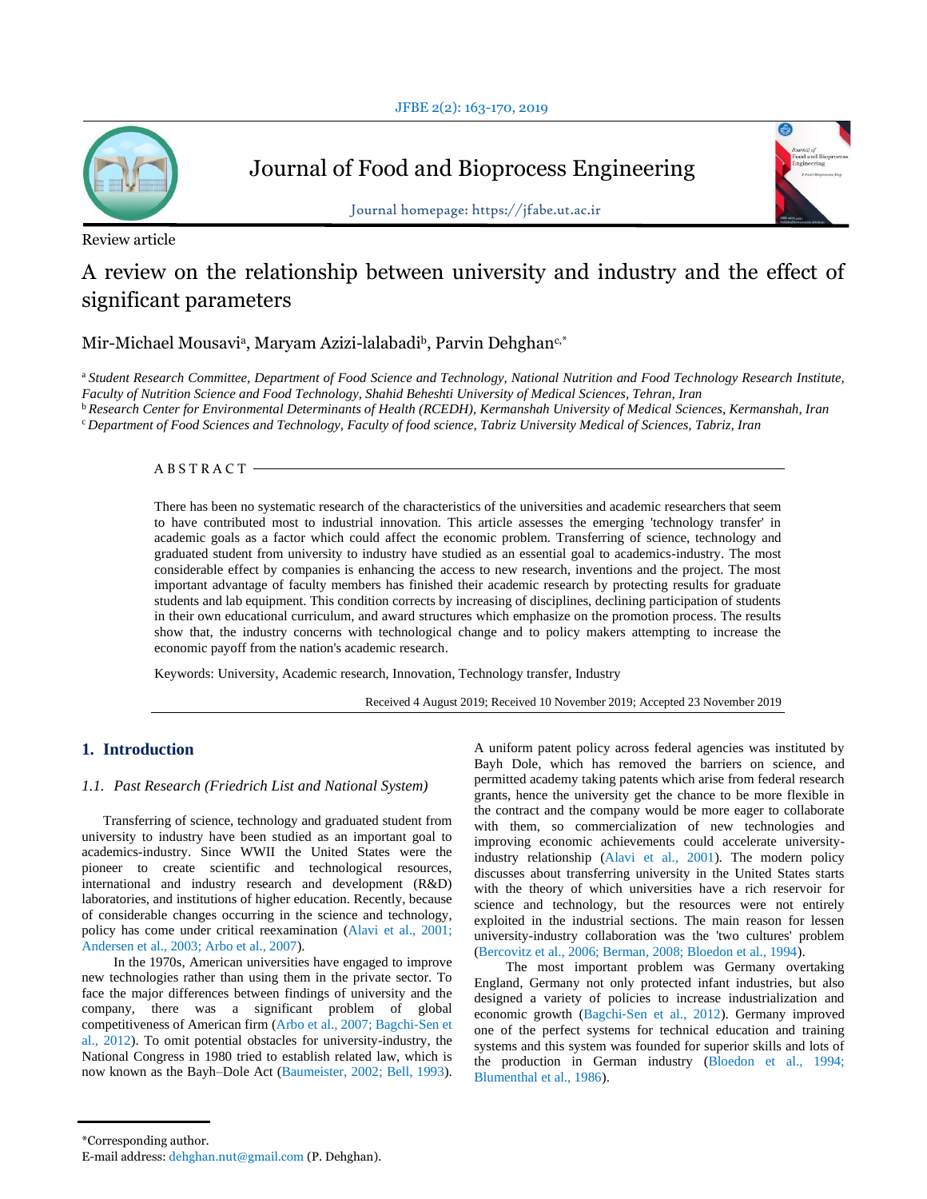Journal of Food and Bioprocess Engineering

Journal homepage: https://jfabe.ut.ac.ir

Review article

# A review on the relationship between university and industry and the effect of significant parameters

Mir-Michael Mousavi[a], Maryam Azizi-lalabadi[b], Parvin Dehghan[c,*]

[a] *Student Research Committee, Department of Food Science and Technology, National Nutrition and Food Technology Research Institute, Faculty of Nutrition Science and Food Technology, Shahid Beheshti University of Medical Sciences, Tehran, Iran*
[b] *Research Center for Environmental Determinants of Health (RCEDH), Kermanshah University of Medical Sciences, Kermanshah, Iran*
[c] *Department of Food Sciences and Technology, Faculty of food science, Tabriz University Medical of Sciences, Tabriz, Iran*

## ABSTRACT

There has been no systematic research of the characteristics of the universities and academic researchers that seem to have contributed most to industrial innovation. This article assesses the emerging 'technology transfer' in academic goals as a factor which could affect the economic problem. Transferring of science, technology and graduated student from university to industry have studied as an essential goal to academics-industry. The most considerable effect by companies is enhancing the access to new research, inventions and the project. The most important advantage of faculty members has finished their academic research by protecting results for graduate students and lab equipment. This condition corrects by increasing of disciplines, declining participation of students in their own educational curriculum, and award structures which emphasize on the promotion process. The results show that, the industry concerns with technological change and to policy makers attempting to increase the economic payoff from the nation's academic research.

Keywords: University, Academic research, Innovation, Technology transfer, Industry

Received 4 August 2019; Received 10 November 2019; Accepted 23 November 2019

## 1. Introduction

### *1.1. Past Research (Friedrich List and National System)*

Transferring of science, technology and graduated student from university to industry have been studied as an important goal to academics-industry. Since WWII the United States were the pioneer to create scientific and technological resources, international and industry research and development (R&D) laboratories, and institutions of higher education. Recently, because of considerable changes occurring in the science and technology, policy has come under critical reexamination (Alavi et al., 2001; Andersen et al., 2003; Arbo et al., 2007).

In the 1970s, American universities have engaged to improve new technologies rather than using them in the private sector. To face the major differences between findings of university and the company, there was a significant problem of global competitiveness of American firm (Arbo et al., 2007; Bagchi-Sen et al., 2012). To omit potential obstacles for university-industry, the National Congress in 1980 tried to establish related law, which is now known as the Bayh–Dole Act (Baumeister, 2002; Bell, 1993). A uniform patent policy across federal agencies was instituted by Bayh Dole, which has removed the barriers on science, and permitted academy taking patents which arise from federal research grants, hence the university get the chance to be more flexible in the contract and the company would be more eager to collaborate with them, so commercialization of new technologies and improving economic achievements could accelerate university-industry relationship (Alavi et al., 2001). The modern policy discusses about transferring university in the United States starts with the theory of which universities have a rich reservoir for science and technology, but the resources were not entirely exploited in the industrial sections. The main reason for lessen university-industry collaboration was the 'two cultures' problem (Bercovitz et al., 2006; Berman, 2008; Bloedon et al., 1994).

The most important problem was Germany overtaking England, Germany not only protected infant industries, but also designed a variety of policies to increase industrialization and economic growth (Bagchi-Sen et al., 2012). Germany improved one of the perfect systems for technical education and training systems and this system was founded for superior skills and lots of the production in German industry (Bloedon et al., 1994; Blumenthal et al., 1986).

*Corresponding author.
E-mail address: dehghan.nut@gmail.com (P. Dehghan).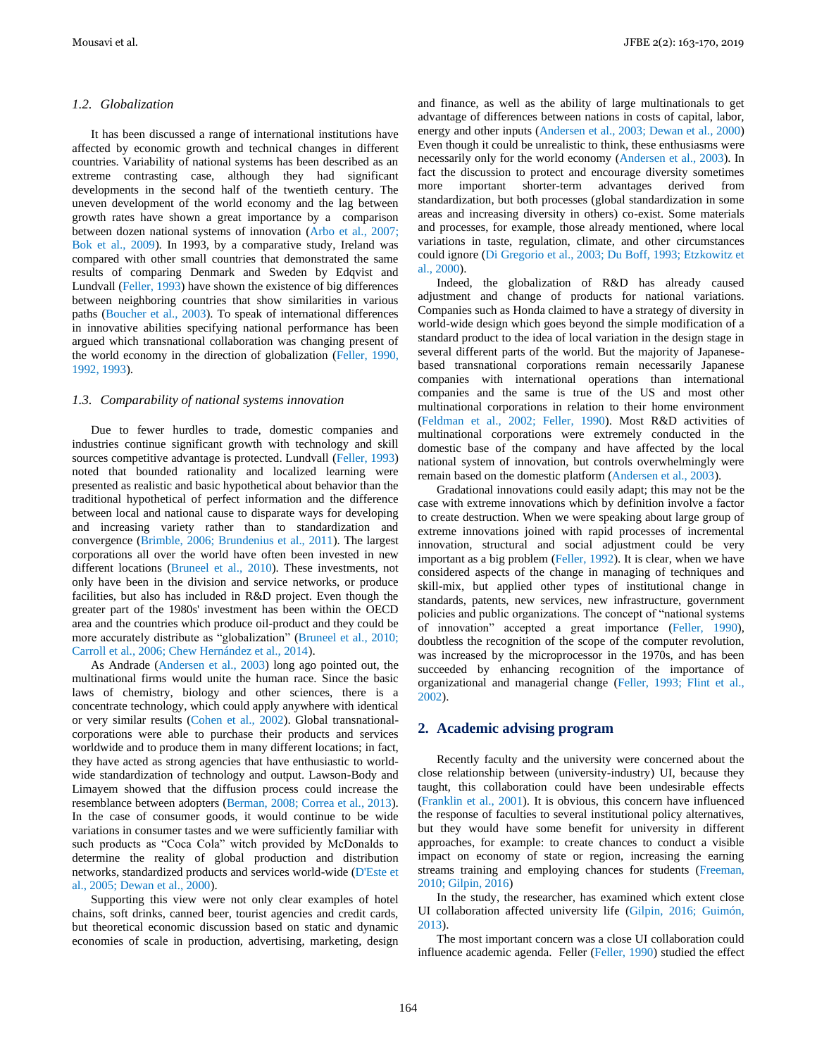### 1.2. Globalization

It has been discussed a range of international institutions have affected by economic growth and technical changes in different countries. Variability of national systems has been described as an extreme contrasting case, although they had significant developments in the second half of the twentieth century. The uneven development of the world economy and the lag between growth rates have shown a great importance by a comparison between dozen national systems of innovation (Arbo et al., 2007; Bok et al., 2009). In 1993, by a comparative study, Ireland was compared with other small countries that demonstrated the same results of comparing Denmark and Sweden by Edqvist and Lundvall (Feller, 1993) have shown the existence of big differences between neighboring countries that show similarities in various paths (Boucher et al., 2003). To speak of international differences in innovative abilities specifying national performance has been argued which transnational collaboration was changing present of the world economy in the direction of globalization (Feller, 1990, 1992, 1993).

### 1.3. Comparability of national systems innovation

Due to fewer hurdles to trade, domestic companies and industries continue significant growth with technology and skill sources competitive advantage is protected. Lundvall (Feller, 1993) noted that bounded rationality and localized learning were presented as realistic and basic hypothetical about behavior than the traditional hypothetical of perfect information and the difference between local and national cause to disparate ways for developing and increasing variety rather than to standardization and convergence (Brimble, 2006; Brundenius et al., 2011). The largest corporations all over the world have often been invested in new different locations (Bruneel et al., 2010). These investments, not only have been in the division and service networks, or produce facilities, but also has included in R&D project. Even though the greater part of the 1980s' investment has been within the OECD area and the countries which produce oil-product and they could be more accurately distribute as "globalization" (Bruneel et al., 2010; Carroll et al., 2006; Chew Hernández et al., 2014).

As Andrade (Andersen et al., 2003) long ago pointed out, the multinational firms would unite the human race. Since the basic laws of chemistry, biology and other sciences, there is a concentrate technology, which could apply anywhere with identical or very similar results (Cohen et al., 2002). Global transnational-corporations were able to purchase their products and services worldwide and to produce them in many different locations; in fact, they have acted as strong agencies that have enthusiastic to world-wide standardization of technology and output. Lawson-Body and Limayem showed that the diffusion process could increase the resemblance between adopters (Berman, 2008; Correa et al., 2013). In the case of consumer goods, it would continue to be wide variations in consumer tastes and we were sufficiently familiar with such products as "Coca Cola" witch provided by McDonalds to determine the reality of global production and distribution networks, standardized products and services world-wide (D'Este et al., 2005; Dewan et al., 2000).

Supporting this view were not only clear examples of hotel chains, soft drinks, canned beer, tourist agencies and credit cards, but theoretical economic discussion based on static and dynamic economies of scale in production, advertising, marketing, design and finance, as well as the ability of large multinationals to get advantage of differences between nations in costs of capital, labor, energy and other inputs (Andersen et al., 2003; Dewan et al., 2000) Even though it could be unrealistic to think, these enthusiasms were necessarily only for the world economy (Andersen et al., 2003). In fact the discussion to protect and encourage diversity sometimes more important shorter-term advantages derived from standardization, but both processes (global standardization in some areas and increasing diversity in others) co-exist. Some materials and processes, for example, those already mentioned, where local variations in taste, regulation, climate, and other circumstances could ignore (Di Gregorio et al., 2003; Du Boff, 1993; Etzkowitz et al., 2000).

Indeed, the globalization of R&D has already caused adjustment and change of products for national variations. Companies such as Honda claimed to have a strategy of diversity in world-wide design which goes beyond the simple modification of a standard product to the idea of local variation in the design stage in several different parts of the world. But the majority of Japanese-based transnational corporations remain necessarily Japanese companies with international operations than international companies and the same is true of the US and most other multinational corporations in relation to their home environment (Feldman et al., 2002; Feller, 1990). Most R&D activities of multinational corporations were extremely conducted in the domestic base of the company and have affected by the local national system of innovation, but controls overwhelmingly were remain based on the domestic platform (Andersen et al., 2003).

Gradational innovations could easily adapt; this may not be the case with extreme innovations which by definition involve a factor to create destruction. When we were speaking about large group of extreme innovations joined with rapid processes of incremental innovation, structural and social adjustment could be very important as a big problem (Feller, 1992). It is clear, when we have considered aspects of the change in managing of techniques and skill-mix, but applied other types of institutional change in standards, patents, new services, new infrastructure, government policies and public organizations. The concept of "national systems of innovation" accepted a great importance (Feller, 1990), doubtless the recognition of the scope of the computer revolution, was increased by the microprocessor in the 1970s, and has been succeeded by enhancing recognition of the importance of organizational and managerial change (Feller, 1993; Flint et al., 2002).

## 2. Academic advising program

Recently faculty and the university were concerned about the close relationship between (university-industry) UI, because they taught, this collaboration could have been undesirable effects (Franklin et al., 2001). It is obvious, this concern have influenced the response of faculties to several institutional policy alternatives, but they would have some benefit for university in different approaches, for example: to create chances to conduct a visible impact on economy of state or region, increasing the earning streams training and employing chances for students (Freeman, 2010; Gilpin, 2016)

In the study, the researcher, has examined which extent close UI collaboration affected university life (Gilpin, 2016; Guimón, 2013).

The most important concern was a close UI collaboration could influence academic agenda. Feller (Feller, 1990) studied the effect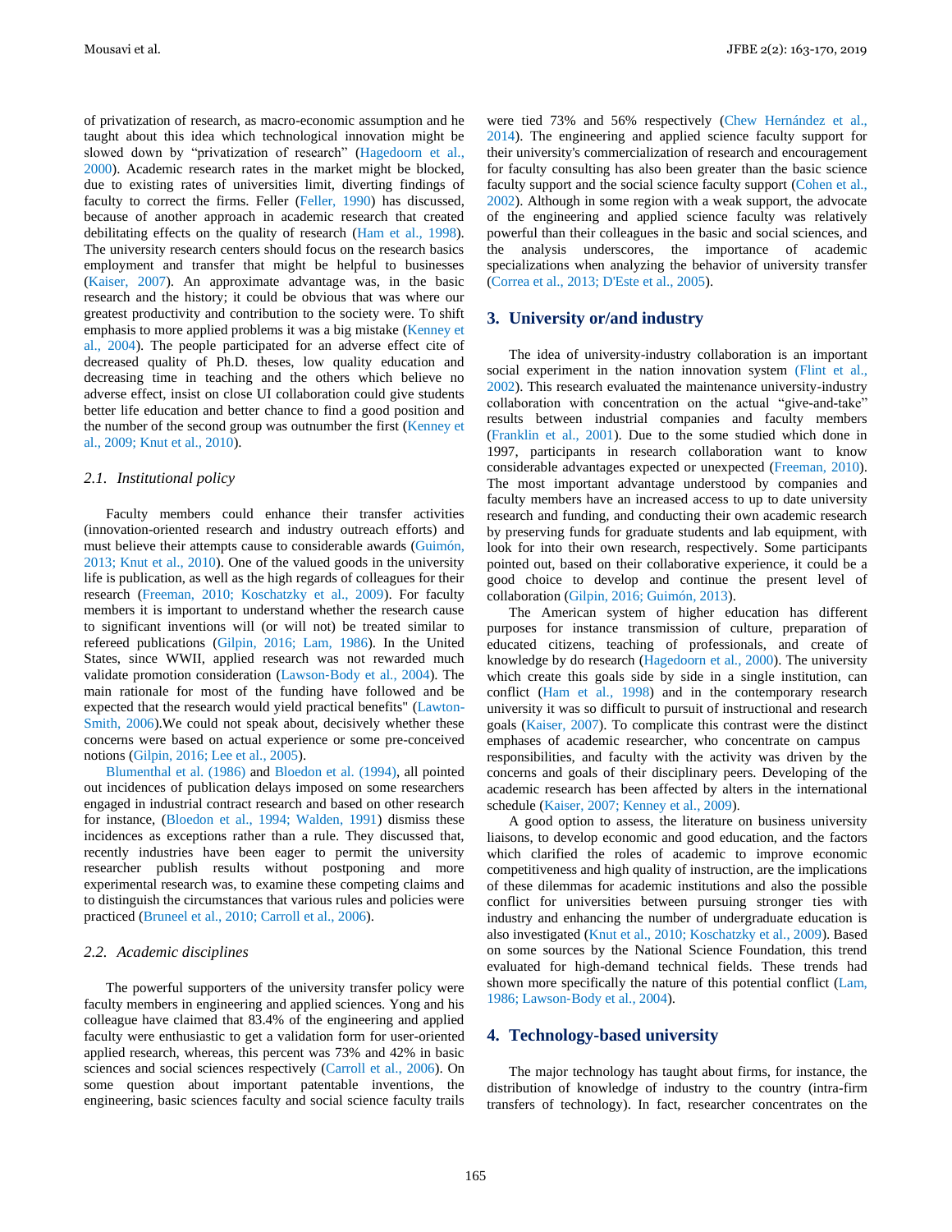of privatization of research, as macro-economic assumption and he taught about this idea which technological innovation might be slowed down by "privatization of research" (Hagedoorn et al., 2000). Academic research rates in the market might be blocked, due to existing rates of universities limit, diverting findings of faculty to correct the firms. Feller (Feller, 1990) has discussed, because of another approach in academic research that created debilitating effects on the quality of research (Ham et al., 1998). The university research centers should focus on the research basics employment and transfer that might be helpful to businesses (Kaiser, 2007). An approximate advantage was, in the basic research and the history; it could be obvious that was where our greatest productivity and contribution to the society were. To shift emphasis to more applied problems it was a big mistake (Kenney et al., 2004). The people participated for an adverse effect cite of decreased quality of Ph.D. theses, low quality education and decreasing time in teaching and the others which believe no adverse effect, insist on close UI collaboration could give students better life education and better chance to find a good position and the number of the second group was outnumber the first (Kenney et al., 2009; Knut et al., 2010).

### 2.1. Institutional policy

Faculty members could enhance their transfer activities (innovation-oriented research and industry outreach efforts) and must believe their attempts cause to considerable awards (Guimón, 2013; Knut et al., 2010). One of the valued goods in the university life is publication, as well as the high regards of colleagues for their research (Freeman, 2010; Koschatzky et al., 2009). For faculty members it is important to understand whether the research cause to significant inventions will (or will not) be treated similar to refereed publications (Gilpin, 2016; Lam, 1986). In the United States, since WWII, applied research was not rewarded much validate promotion consideration (Lawson-Body et al., 2004). The main rationale for most of the funding have followed and be expected that the research would yield practical benefits" (Lawton-Smith, 2006).We could not speak about, decisively whether these concerns were based on actual experience or some pre-conceived notions (Gilpin, 2016; Lee et al., 2005).

Blumenthal et al. (1986) and Bloedon et al. (1994), all pointed out incidences of publication delays imposed on some researchers engaged in industrial contract research and based on other research for instance, (Bloedon et al., 1994; Walden, 1991) dismiss these incidences as exceptions rather than a rule. They discussed that, recently industries have been eager to permit the university researcher publish results without postponing and more experimental research was, to examine these competing claims and to distinguish the circumstances that various rules and policies were practiced (Bruneel et al., 2010; Carroll et al., 2006).

### 2.2. Academic disciplines

The powerful supporters of the university transfer policy were faculty members in engineering and applied sciences. Yong and his colleague have claimed that 83.4% of the engineering and applied faculty were enthusiastic to get a validation form for user-oriented applied research, whereas, this percent was 73% and 42% in basic sciences and social sciences respectively (Carroll et al., 2006). On some question about important patentable inventions, the engineering, basic sciences faculty and social science faculty trails were tied 73% and 56% respectively (Chew Hernández et al., 2014). The engineering and applied science faculty support for their university's commercialization of research and encouragement for faculty consulting has also been greater than the basic science faculty support and the social science faculty support (Cohen et al., 2002). Although in some region with a weak support, the advocate of the engineering and applied science faculty was relatively powerful than their colleagues in the basic and social sciences, and the analysis underscores, the importance of academic specializations when analyzing the behavior of university transfer (Correa et al., 2013; D'Este et al., 2005).

## 3. University or/and industry

The idea of university-industry collaboration is an important social experiment in the nation innovation system (Flint et al., 2002). This research evaluated the maintenance university-industry collaboration with concentration on the actual "give-and-take" results between industrial companies and faculty members (Franklin et al., 2001). Due to the some studied which done in 1997, participants in research collaboration want to know considerable advantages expected or unexpected (Freeman, 2010). The most important advantage understood by companies and faculty members have an increased access to up to date university research and funding, and conducting their own academic research by preserving funds for graduate students and lab equipment, with look for into their own research, respectively. Some participants pointed out, based on their collaborative experience, it could be a good choice to develop and continue the present level of collaboration (Gilpin, 2016; Guimón, 2013).

The American system of higher education has different purposes for instance transmission of culture, preparation of educated citizens, teaching of professionals, and create of knowledge by do research (Hagedoorn et al., 2000). The university which create this goals side by side in a single institution, can conflict (Ham et al., 1998) and in the contemporary research university it was so difficult to pursuit of instructional and research goals (Kaiser, 2007). To complicate this contrast were the distinct emphases of academic researcher, who concentrate on campus responsibilities, and faculty with the activity was driven by the concerns and goals of their disciplinary peers. Developing of the academic research has been affected by alters in the international schedule (Kaiser, 2007; Kenney et al., 2009).

A good option to assess, the literature on business university liaisons, to develop economic and good education, and the factors which clarified the roles of academic to improve economic competitiveness and high quality of instruction, are the implications of these dilemmas for academic institutions and also the possible conflict for universities between pursuing stronger ties with industry and enhancing the number of undergraduate education is also investigated (Knut et al., 2010; Koschatzky et al., 2009). Based on some sources by the National Science Foundation, this trend evaluated for high-demand technical fields. These trends had shown more specifically the nature of this potential conflict (Lam, 1986; Lawson-Body et al., 2004).

## 4. Technology-based university

The major technology has taught about firms, for instance, the distribution of knowledge of industry to the country (intra-firm transfers of technology). In fact, researcher concentrates on the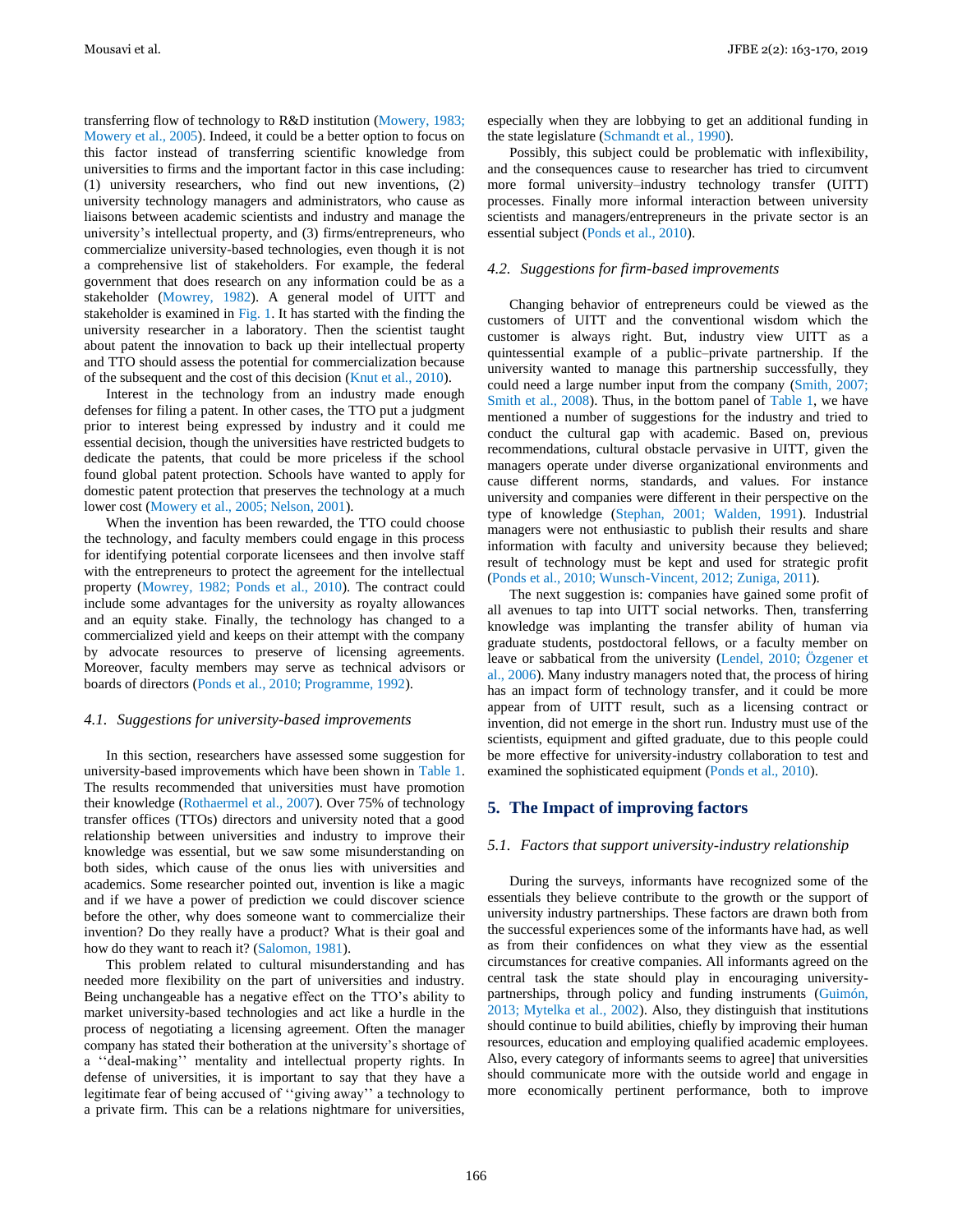transferring flow of technology to R&D institution (Mowery, 1983; Mowery et al., 2005). Indeed, it could be a better option to focus on this factor instead of transferring scientific knowledge from universities to firms and the important factor in this case including: (1) university researchers, who find out new inventions, (2) university technology managers and administrators, who cause as liaisons between academic scientists and industry and manage the university's intellectual property, and (3) firms/entrepreneurs, who commercialize university-based technologies, even though it is not a comprehensive list of stakeholders. For example, the federal government that does research on any information could be as a stakeholder (Mowrey, 1982). A general model of UITT and stakeholder is examined in Fig. 1. It has started with the finding the university researcher in a laboratory. Then the scientist taught about patent the innovation to back up their intellectual property and TTO should assess the potential for commercialization because of the subsequent and the cost of this decision (Knut et al., 2010).

Interest in the technology from an industry made enough defenses for filing a patent. In other cases, the TTO put a judgment prior to interest being expressed by industry and it could me essential decision, though the universities have restricted budgets to dedicate the patents, that could be more priceless if the school found global patent protection. Schools have wanted to apply for domestic patent protection that preserves the technology at a much lower cost (Mowery et al., 2005; Nelson, 2001).

When the invention has been rewarded, the TTO could choose the technology, and faculty members could engage in this process for identifying potential corporate licensees and then involve staff with the entrepreneurs to protect the agreement for the intellectual property (Mowrey, 1982; Ponds et al., 2010). The contract could include some advantages for the university as royalty allowances and an equity stake. Finally, the technology has changed to a commercialized yield and keeps on their attempt with the company by advocate resources to preserve of licensing agreements. Moreover, faculty members may serve as technical advisors or boards of directors (Ponds et al., 2010; Programme, 1992).

### 4.1. Suggestions for university-based improvements

In this section, researchers have assessed some suggestion for university-based improvements which have been shown in Table 1. The results recommended that universities must have promotion their knowledge (Rothaermel et al., 2007). Over 75% of technology transfer offices (TTOs) directors and university noted that a good relationship between universities and industry to improve their knowledge was essential, but we saw some misunderstanding on both sides, which cause of the onus lies with universities and academics. Some researcher pointed out, invention is like a magic and if we have a power of prediction we could discover science before the other, why does someone want to commercialize their invention? Do they really have a product? What is their goal and how do they want to reach it? (Salomon, 1981).

This problem related to cultural misunderstanding and has needed more flexibility on the part of universities and industry. Being unchangeable has a negative effect on the TTO's ability to market university-based technologies and act like a hurdle in the process of negotiating a licensing agreement. Often the manager company has stated their botheration at the university's shortage of a ''deal-making'' mentality and intellectual property rights. In defense of universities, it is important to say that they have a legitimate fear of being accused of ''giving away'' a technology to a private firm. This can be a relations nightmare for universities, especially when they are lobbying to get an additional funding in the state legislature (Schmandt et al., 1990).

Possibly, this subject could be problematic with inflexibility, and the consequences cause to researcher has tried to circumvent more formal university–industry technology transfer (UITT) processes. Finally more informal interaction between university scientists and managers/entrepreneurs in the private sector is an essential subject (Ponds et al., 2010).

### 4.2. Suggestions for firm-based improvements

Changing behavior of entrepreneurs could be viewed as the customers of UITT and the conventional wisdom which the customer is always right. But, industry view UITT as a quintessential example of a public–private partnership. If the university wanted to manage this partnership successfully, they could need a large number input from the company (Smith, 2007; Smith et al., 2008). Thus, in the bottom panel of Table 1, we have mentioned a number of suggestions for the industry and tried to conduct the cultural gap with academic. Based on, previous recommendations, cultural obstacle pervasive in UITT, given the managers operate under diverse organizational environments and cause different norms, standards, and values. For instance university and companies were different in their perspective on the type of knowledge (Stephan, 2001; Walden, 1991). Industrial managers were not enthusiastic to publish their results and share information with faculty and university because they believed; result of technology must be kept and used for strategic profit (Ponds et al., 2010; Wunsch-Vincent, 2012; Zuniga, 2011).

The next suggestion is: companies have gained some profit of all avenues to tap into UITT social networks. Then, transferring knowledge was implanting the transfer ability of human via graduate students, postdoctoral fellows, or a faculty member on leave or sabbatical from the university (Lendel, 2010; Özgener et al., 2006). Many industry managers noted that, the process of hiring has an impact form of technology transfer, and it could be more appear from of UITT result, such as a licensing contract or invention, did not emerge in the short run. Industry must use of the scientists, equipment and gifted graduate, due to this people could be more effective for university-industry collaboration to test and examined the sophisticated equipment (Ponds et al., 2010).

## 5. The Impact of improving factors

### 5.1. Factors that support university-industry relationship

During the surveys, informants have recognized some of the essentials they believe contribute to the growth or the support of university industry partnerships. These factors are drawn both from the successful experiences some of the informants have had, as well as from their confidences on what they view as the essential circumstances for creative companies. All informants agreed on the central task the state should play in encouraging university-partnerships, through policy and funding instruments (Guimón, 2013; Mytelka et al., 2002). Also, they distinguish that institutions should continue to build abilities, chiefly by improving their human resources, education and employing qualified academic employees. Also, every category of informants seems to agree] that universities should communicate more with the outside world and engage in more economically pertinent performance, both to improve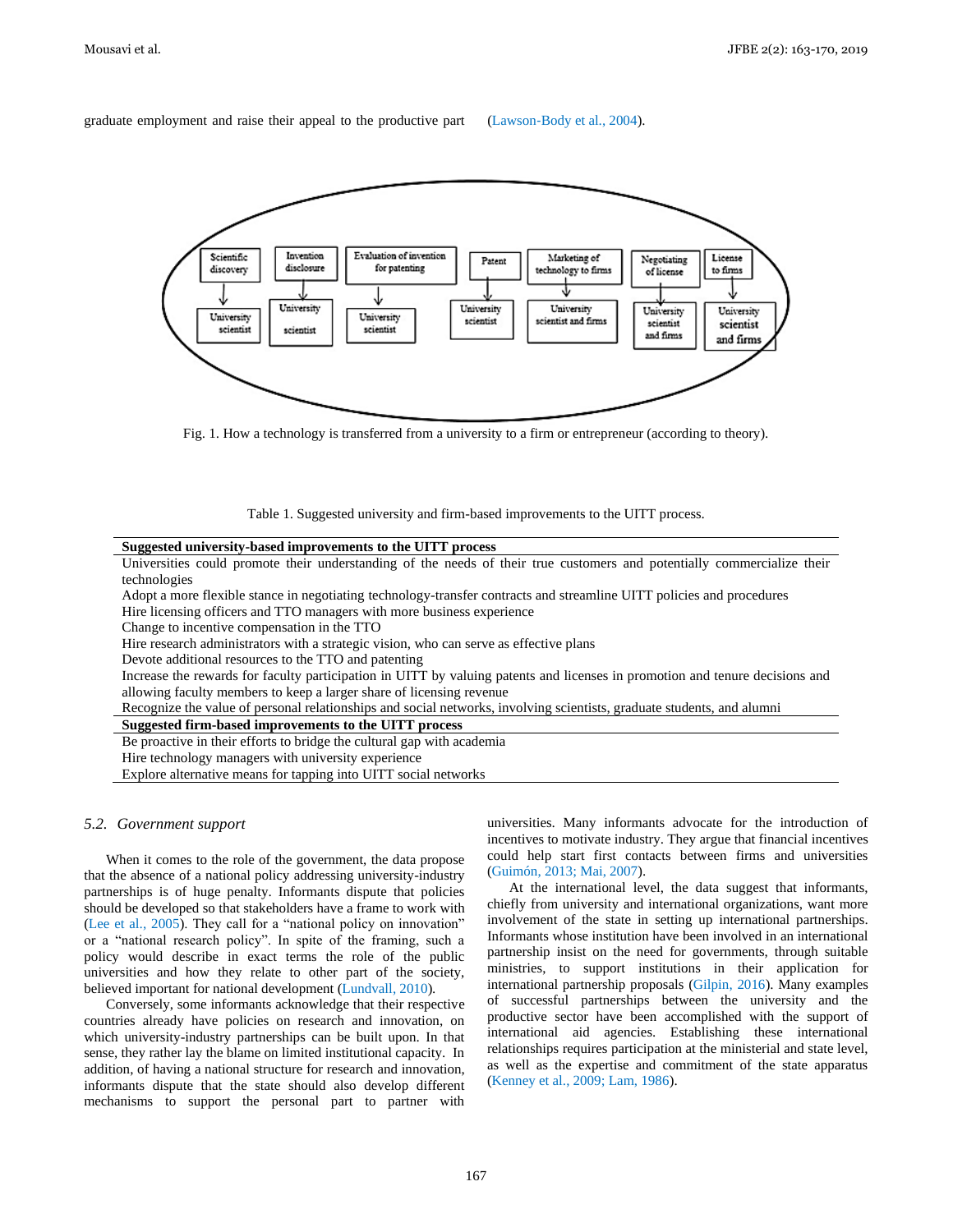graduate employment and raise their appeal to the productive part (Lawson-Body et al., 2004).

Fig. 1. How a technology is transferred from a university to a firm or entrepreneur (according to theory).

Table 1. Suggested university and firm-based improvements to the UITT process.

| **Suggested university-based improvements to the UITT process** |
|---|
| Universities could promote their understanding of the needs of their true customers and potentially commercialize their technologies |
| Adopt a more flexible stance in negotiating technology-transfer contracts and streamline UITT policies and procedures |
| Hire licensing officers and TTO managers with more business experience |
| Change to incentive compensation in the TTO |
| Hire research administrators with a strategic vision, who can serve as effective plans |
| Devote additional resources to the TTO and patenting |
| Increase the rewards for faculty participation in UITT by valuing patents and licenses in promotion and tenure decisions and allowing faculty members to keep a larger share of licensing revenue |
| Recognize the value of personal relationships and social networks, involving scientists, graduate students, and alumni |
| **Suggested firm-based improvements to the UITT process** |
| Be proactive in their efforts to bridge the cultural gap with academia |
| Hire technology managers with university experience |
| Explore alternative means for tapping into UITT social networks |

### *5.2. Government support*

When it comes to the role of the government, the data propose that the absence of a national policy addressing university-industry partnerships is of huge penalty. Informants dispute that policies should be developed so that stakeholders have a frame to work with (Lee et al., 2005). They call for a "national policy on innovation" or a "national research policy". In spite of the framing, such a policy would describe in exact terms the role of the public universities and how they relate to other part of the society, believed important for national development (Lundvall, 2010).

Conversely, some informants acknowledge that their respective countries already have policies on research and innovation, on which university-industry partnerships can be built upon. In that sense, they rather lay the blame on limited institutional capacity. In addition, of having a national structure for research and innovation, informants dispute that the state should also develop different mechanisms to support the personal part to partner with universities. Many informants advocate for the introduction of incentives to motivate industry. They argue that financial incentives could help start first contacts between firms and universities (Guimón, 2013; Mai, 2007).

At the international level, the data suggest that informants, chiefly from university and international organizations, want more involvement of the state in setting up international partnerships. Informants whose institution have been involved in an international partnership insist on the need for governments, through suitable ministries, to support institutions in their application for international partnership proposals (Gilpin, 2016). Many examples of successful partnerships between the university and the productive sector have been accomplished with the support of international aid agencies. Establishing these international relationships requires participation at the ministerial and state level, as well as the expertise and commitment of the state apparatus (Kenney et al., 2009; Lam, 1986).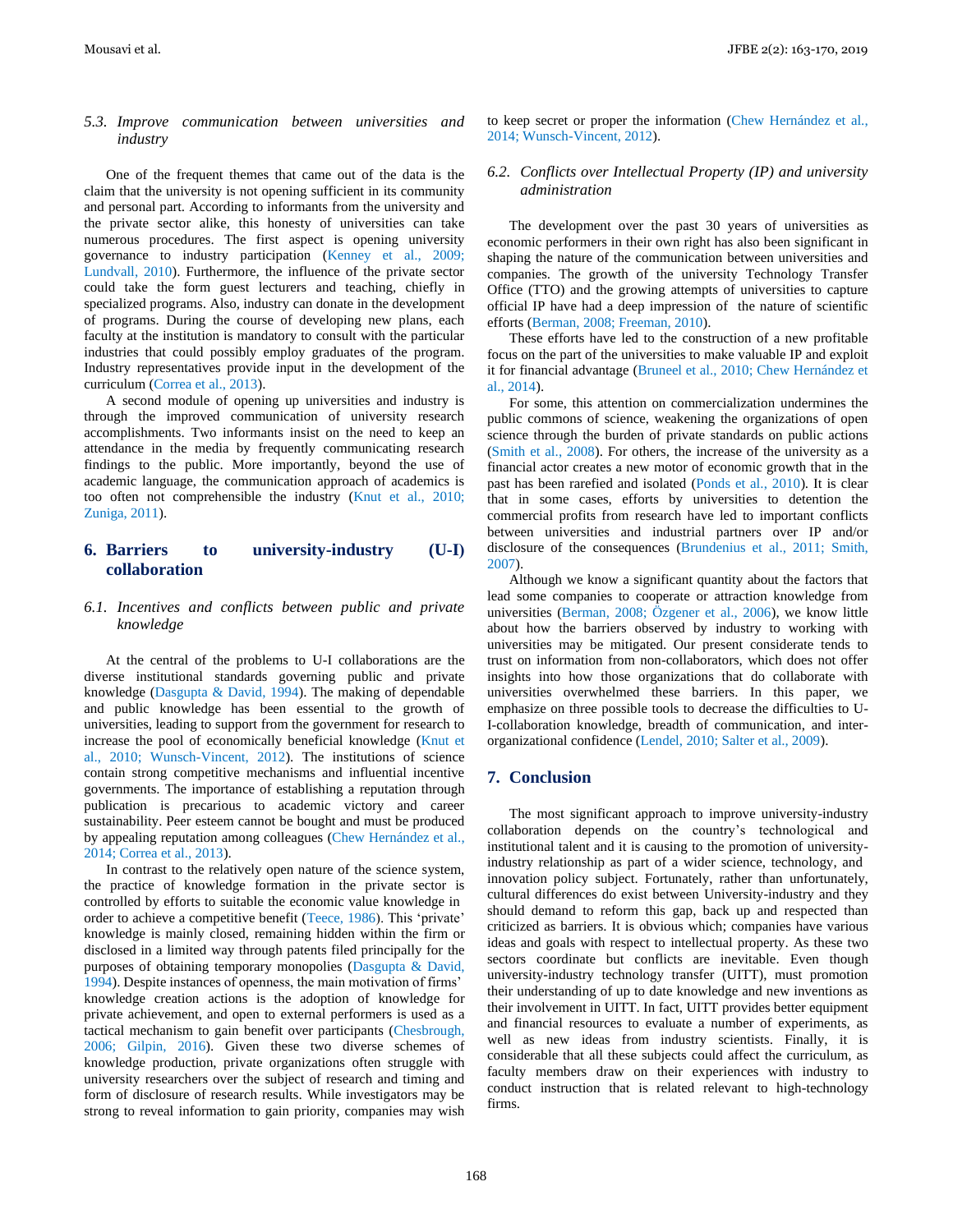### *5.3. Improve communication between universities and industry*

One of the frequent themes that came out of the data is the claim that the university is not opening sufficient in its community and personal part. According to informants from the university and the private sector alike, this honesty of universities can take numerous procedures. The first aspect is opening university governance to industry participation (Kenney et al., 2009; Lundvall, 2010). Furthermore, the influence of the private sector could take the form guest lecturers and teaching, chiefly in specialized programs. Also, industry can donate in the development of programs. During the course of developing new plans, each faculty at the institution is mandatory to consult with the particular industries that could possibly employ graduates of the program. Industry representatives provide input in the development of the curriculum (Correa et al., 2013).

A second module of opening up universities and industry is through the improved communication of university research accomplishments. Two informants insist on the need to keep an attendance in the media by frequently communicating research findings to the public. More importantly, beyond the use of academic language, the communication approach of academics is too often not comprehensible the industry (Knut et al., 2010; Zuniga, 2011).

## 6. Barriers to university-industry (U-I) collaboration

### *6.1. Incentives and conflicts between public and private knowledge*

At the central of the problems to U-I collaborations are the diverse institutional standards governing public and private knowledge (Dasgupta & David, 1994). The making of dependable and public knowledge has been essential to the growth of universities, leading to support from the government for research to increase the pool of economically beneficial knowledge (Knut et al., 2010; Wunsch-Vincent, 2012). The institutions of science contain strong competitive mechanisms and influential incentive governments. The importance of establishing a reputation through publication is precarious to academic victory and career sustainability. Peer esteem cannot be bought and must be produced by appealing reputation among colleagues (Chew Hernández et al., 2014; Correa et al., 2013).

In contrast to the relatively open nature of the science system, the practice of knowledge formation in the private sector is controlled by efforts to suitable the economic value knowledge in order to achieve a competitive benefit (Teece, 1986). This 'private' knowledge is mainly closed, remaining hidden within the firm or disclosed in a limited way through patents filed principally for the purposes of obtaining temporary monopolies (Dasgupta & David, 1994). Despite instances of openness, the main motivation of firms' knowledge creation actions is the adoption of knowledge for private achievement, and open to external performers is used as a tactical mechanism to gain benefit over participants (Chesbrough, 2006; Gilpin, 2016). Given these two diverse schemes of knowledge production, private organizations often struggle with university researchers over the subject of research and timing and form of disclosure of research results. While investigators may be strong to reveal information to gain priority, companies may wish to keep secret or proper the information (Chew Hernández et al., 2014; Wunsch-Vincent, 2012).

### *6.2. Conflicts over Intellectual Property (IP) and university administration*

The development over the past 30 years of universities as economic performers in their own right has also been significant in shaping the nature of the communication between universities and companies. The growth of the university Technology Transfer Office (TTO) and the growing attempts of universities to capture official IP have had a deep impression of the nature of scientific efforts (Berman, 2008; Freeman, 2010).

These efforts have led to the construction of a new profitable focus on the part of the universities to make valuable IP and exploit it for financial advantage (Bruneel et al., 2010; Chew Hernández et al., 2014).

For some, this attention on commercialization undermines the public commons of science, weakening the organizations of open science through the burden of private standards on public actions (Smith et al., 2008). For others, the increase of the university as a financial actor creates a new motor of economic growth that in the past has been rarefied and isolated (Ponds et al., 2010). It is clear that in some cases, efforts by universities to detention the commercial profits from research have led to important conflicts between universities and industrial partners over IP and/or disclosure of the consequences (Brundenius et al., 2011; Smith, 2007).

Although we know a significant quantity about the factors that lead some companies to cooperate or attraction knowledge from universities (Berman, 2008; Özgener et al., 2006), we know little about how the barriers observed by industry to working with universities may be mitigated. Our present considerate tends to trust on information from non-collaborators, which does not offer insights into how those organizations that do collaborate with universities overwhelmed these barriers. In this paper, we emphasize on three possible tools to decrease the difficulties to U-I-collaboration knowledge, breadth of communication, and inter-organizational confidence (Lendel, 2010; Salter et al., 2009).

## 7. Conclusion

The most significant approach to improve university-industry collaboration depends on the country's technological and institutional talent and it is causing to the promotion of university-industry relationship as part of a wider science, technology, and innovation policy subject. Fortunately, rather than unfortunately, cultural differences do exist between University-industry and they should demand to reform this gap, back up and respected than criticized as barriers. It is obvious which; companies have various ideas and goals with respect to intellectual property. As these two sectors coordinate but conflicts are inevitable. Even though university-industry technology transfer (UITT), must promotion their understanding of up to date knowledge and new inventions as their involvement in UITT. In fact, UITT provides better equipment and financial resources to evaluate a number of experiments, as well as new ideas from industry scientists. Finally, it is considerable that all these subjects could affect the curriculum, as faculty members draw on their experiences with industry to conduct instruction that is related relevant to high-technology firms.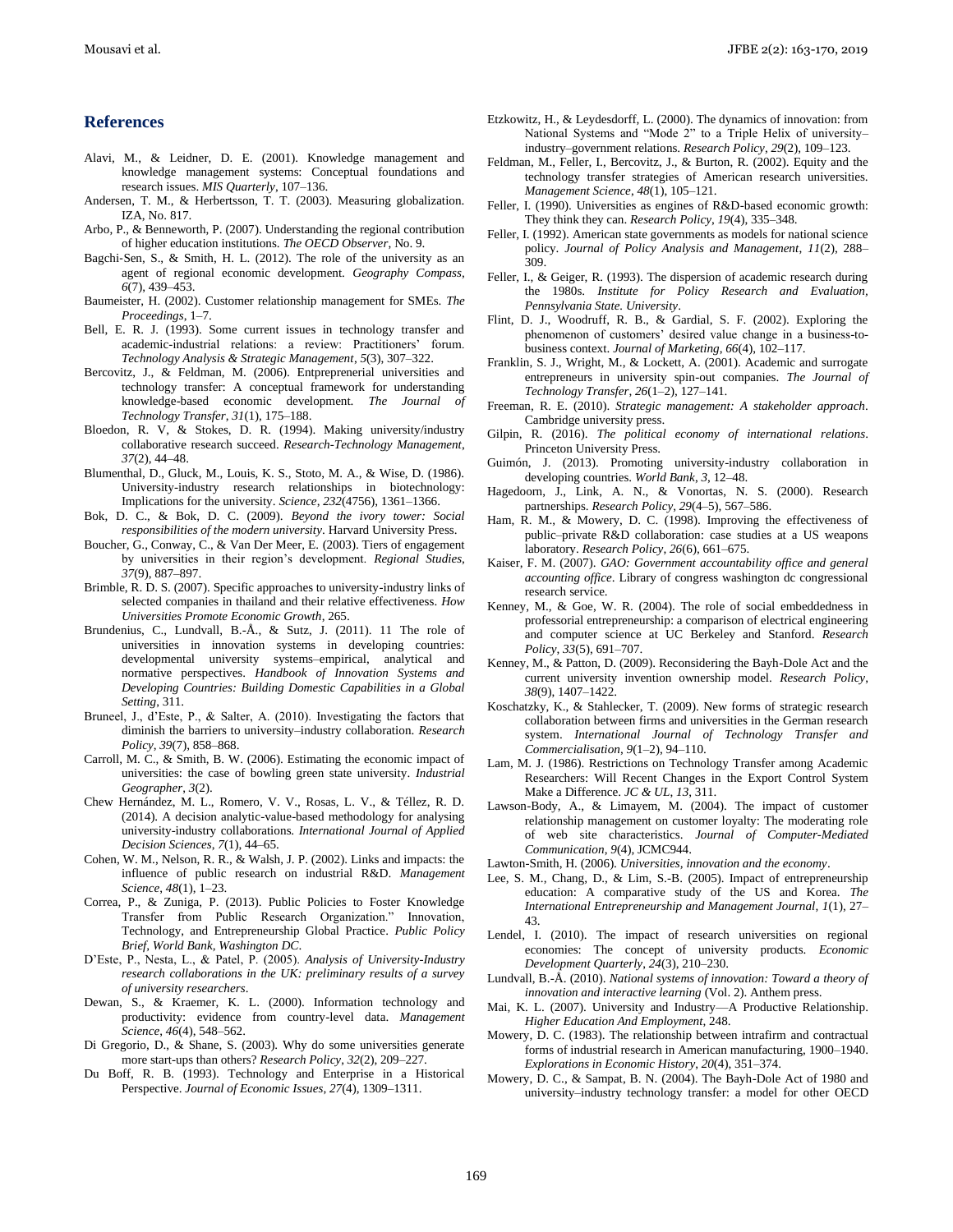## References

Alavi, M., & Leidner, D. E. (2001). Knowledge management and knowledge management systems: Conceptual foundations and research issues. *MIS Quarterly*, 107–136.

Andersen, T. M., & Herbertsson, T. T. (2003). Measuring globalization. IZA, No. 817.

Arbo, P., & Benneworth, P. (2007). Understanding the regional contribution of higher education institutions. *The OECD Observer*, No. 9.

Bagchi‐Sen, S., & Smith, H. L. (2012). The role of the university as an agent of regional economic development. *Geography Compass*, *6*(7), 439–453.

Baumeister, H. (2002). Customer relationship management for SMEs. *The Proceedings*, 1–7.

Bell, E. R. J. (1993). Some current issues in technology transfer and academic‐industrial relations: a review: Practitioners' forum. *Technology Analysis & Strategic Management*, *5*(3), 307–322.

Bercovitz, J., & Feldman, M. (2006). Entpreprenerial universities and technology transfer: A conceptual framework for understanding knowledge-based economic development. *The Journal of Technology Transfer*, *31*(1), 175–188.

Bloedon, R. V, & Stokes, D. R. (1994). Making university/industry collaborative research succeed. *Research-Technology Management*, *37*(2), 44–48.

Blumenthal, D., Gluck, M., Louis, K. S., Stoto, M. A., & Wise, D. (1986). University-industry research relationships in biotechnology: Implications for the university. *Science*, *232*(4756), 1361–1366.

Bok, D. C., & Bok, D. C. (2009). *Beyond the ivory tower: Social responsibilities of the modern university*. Harvard University Press.

Boucher, G., Conway, C., & Van Der Meer, E. (2003). Tiers of engagement by universities in their region's development. *Regional Studies*, *37*(9), 887–897.

Brimble, R. D. S. (2007). Specific approaches to university-industry links of selected companies in thailand and their relative effectiveness. *How Universities Promote Economic Growth*, 265.

Brundenius, C., Lundvall, B.-Å., & Sutz, J. (2011). 11 The role of universities in innovation systems in developing countries: developmental university systems–empirical, analytical and normative perspectives. *Handbook of Innovation Systems and Developing Countries: Building Domestic Capabilities in a Global Setting*, 311.

Bruneel, J., d'Este, P., & Salter, A. (2010). Investigating the factors that diminish the barriers to university–industry collaboration. *Research Policy*, *39*(7), 858–868.

Carroll, M. C., & Smith, B. W. (2006). Estimating the economic impact of universities: the case of bowling green state university. *Industrial Geographer*, *3*(2).

Chew Hernández, M. L., Romero, V. V., Rosas, L. V., & Téllez, R. D. (2014). A decision analytic-value-based methodology for analysing university-industry collaborations. *International Journal of Applied Decision Sciences*, *7*(1), 44–65.

Cohen, W. M., Nelson, R. R., & Walsh, J. P. (2002). Links and impacts: the influence of public research on industrial R&D. *Management Science*, *48*(1), 1–23.

Correa, P., & Zuniga, P. (2013). Public Policies to Foster Knowledge Transfer from Public Research Organization." Innovation, Technology, and Entrepreneurship Global Practice. *Public Policy Brief, World Bank, Washington DC*.

D'Este, P., Nesta, L., & Patel, P. (2005). *Analysis of University-Industry research collaborations in the UK: preliminary results of a survey of university researchers*.

Dewan, S., & Kraemer, K. L. (2000). Information technology and productivity: evidence from country-level data. *Management Science*, *46*(4), 548–562.

Di Gregorio, D., & Shane, S. (2003). Why do some universities generate more start-ups than others? *Research Policy*, *32*(2), 209–227.

Du Boff, R. B. (1993). Technology and Enterprise in a Historical Perspective. *Journal of Economic Issues*, *27*(4), 1309–1311.

Etzkowitz, H., & Leydesdorff, L. (2000). The dynamics of innovation: from National Systems and "Mode 2" to a Triple Helix of university–industry–government relations. *Research Policy*, *29*(2), 109–123.

Feldman, M., Feller, I., Bercovitz, J., & Burton, R. (2002). Equity and the technology transfer strategies of American research universities. *Management Science*, *48*(1), 105–121.

Feller, I. (1990). Universities as engines of R&D-based economic growth: They think they can. *Research Policy*, *19*(4), 335–348.

Feller, I. (1992). American state governments as models for national science policy. *Journal of Policy Analysis and Management*, *11*(2), 288–309.

Feller, I., & Geiger, R. (1993). The dispersion of academic research during the 1980s. *Institute for Policy Research and Evaluation, Pennsylvania State. University*.

Flint, D. J., Woodruff, R. B., & Gardial, S. F. (2002). Exploring the phenomenon of customers' desired value change in a business-to-business context. *Journal of Marketing*, *66*(4), 102–117.

Franklin, S. J., Wright, M., & Lockett, A. (2001). Academic and surrogate entrepreneurs in university spin-out companies. *The Journal of Technology Transfer*, *26*(1–2), 127–141.

Freeman, R. E. (2010). *Strategic management: A stakeholder approach*. Cambridge university press.

Gilpin, R. (2016). *The political economy of international relations*. Princeton University Press.

Guimón, J. (2013). Promoting university-industry collaboration in developing countries. *World Bank*, *3*, 12–48.

Hagedoorn, J., Link, A. N., & Vonortas, N. S. (2000). Research partnerships. *Research Policy*, *29*(4–5), 567–586.

Ham, R. M., & Mowery, D. C. (1998). Improving the effectiveness of public–private R&D collaboration: case studies at a US weapons laboratory. *Research Policy*, *26*(6), 661–675.

Kaiser, F. M. (2007). *GAO: Government accountability office and general accounting office*. Library of congress washington dc congressional research service.

Kenney, M., & Goe, W. R. (2004). The role of social embeddedness in professorial entrepreneurship: a comparison of electrical engineering and computer science at UC Berkeley and Stanford. *Research Policy*, *33*(5), 691–707.

Kenney, M., & Patton, D. (2009). Reconsidering the Bayh-Dole Act and the current university invention ownership model. *Research Policy*, *38*(9), 1407–1422.

Koschatzky, K., & Stahlecker, T. (2009). New forms of strategic research collaboration between firms and universities in the German research system. *International Journal of Technology Transfer and Commercialisation*, *9*(1–2), 94–110.

Lam, M. J. (1986). Restrictions on Technology Transfer among Academic Researchers: Will Recent Changes in the Export Control System Make a Difference. *JC & UL*, *13*, 311.

Lawson-Body, A., & Limayem, M. (2004). The impact of customer relationship management on customer loyalty: The moderating role of web site characteristics. *Journal of Computer-Mediated Communication*, *9*(4), JCMC944.

Lawton-Smith, H. (2006). *Universities, innovation and the economy*.

Lee, S. M., Chang, D., & Lim, S.-B. (2005). Impact of entrepreneurship education: A comparative study of the US and Korea. *The International Entrepreneurship and Management Journal*, *1*(1), 27–43.

Lendel, I. (2010). The impact of research universities on regional economies: The concept of university products. *Economic Development Quarterly*, *24*(3), 210–230.

Lundvall, B.-Å. (2010). *National systems of innovation: Toward a theory of innovation and interactive learning* (Vol. 2). Anthem press.

Mai, K. L. (2007). University and Industry—A Productive Relationship. *Higher Education And Employment*, 248.

Mowery, D. C. (1983). The relationship between intrafirm and contractual forms of industrial research in American manufacturing, 1900–1940. *Explorations in Economic History*, *20*(4), 351–374.

Mowery, D. C., & Sampat, B. N. (2004). The Bayh-Dole Act of 1980 and university–industry technology transfer: a model for other OECD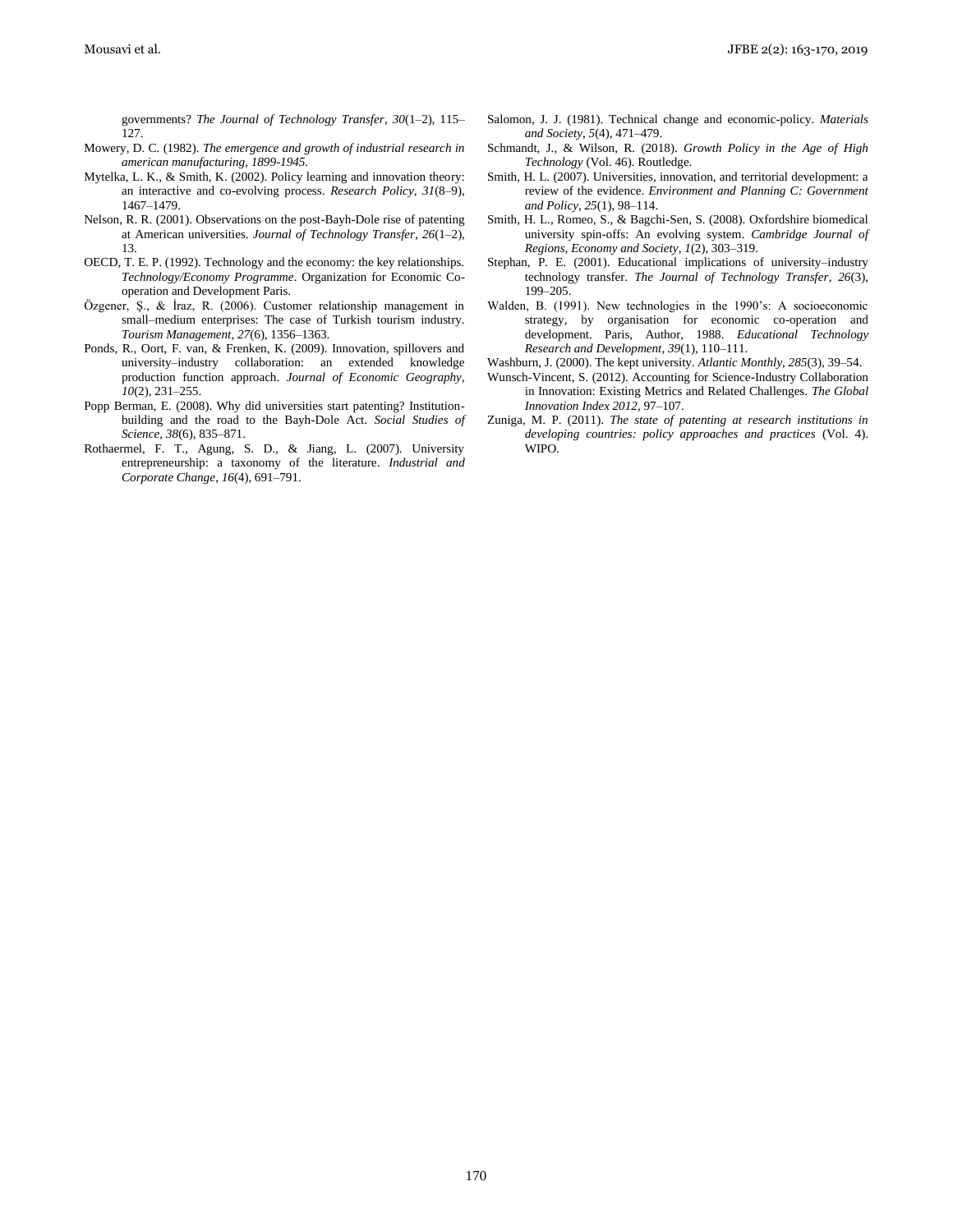governments? *The Journal of Technology Transfer*, *30*(1–2), 115–127.

Mowery, D. C. (1982). *The emergence and growth of industrial research in american manufacturing, 1899-1945*.

Mytelka, L. K., & Smith, K. (2002). Policy learning and innovation theory: an interactive and co-evolving process. *Research Policy*, *31*(8–9), 1467–1479.

Nelson, R. R. (2001). Observations on the post-Bayh-Dole rise of patenting at American universities. *Journal of Technology Transfer*, *26*(1–2), 13.

OECD, T. E. P. (1992). Technology and the economy: the key relationships. *Technology/Economy Programme*. Organization for Economic Co-operation and Development Paris.

Özgener, Ş., & İraz, R. (2006). Customer relationship management in small–medium enterprises: The case of Turkish tourism industry. *Tourism Management*, *27*(6), 1356–1363.

Ponds, R., Oort, F. van, & Frenken, K. (2009). Innovation, spillovers and university–industry collaboration: an extended knowledge production function approach. *Journal of Economic Geography*, *10*(2), 231–255.

Popp Berman, E. (2008). Why did universities start patenting? Institution-building and the road to the Bayh-Dole Act. *Social Studies of Science*, *38*(6), 835–871.

Rothaermel, F. T., Agung, S. D., & Jiang, L. (2007). University entrepreneurship: a taxonomy of the literature. *Industrial and Corporate Change*, *16*(4), 691–791.

Salomon, J. J. (1981). Technical change and economic-policy. *Materials and Society*, *5*(4), 471–479.

Schmandt, J., & Wilson, R. (2018). *Growth Policy in the Age of High Technology* (Vol. 46). Routledge.

Smith, H. L. (2007). Universities, innovation, and territorial development: a review of the evidence. *Environment and Planning C: Government and Policy*, *25*(1), 98–114.

Smith, H. L., Romeo, S., & Bagchi-Sen, S. (2008). Oxfordshire biomedical university spin-offs: An evolving system. *Cambridge Journal of Regions, Economy and Society*, *1*(2), 303–319.

Stephan, P. E. (2001). Educational implications of university–industry technology transfer. *The Journal of Technology Transfer*, *26*(3), 199–205.

Walden, B. (1991). New technologies in the 1990's: A socioeconomic strategy, by organisation for economic co-operation and development. Paris, Author, 1988. *Educational Technology Research and Development*, *39*(1), 110–111.

Washburn, J. (2000). The kept university. *Atlantic Monthly*, *285*(3), 39–54.

Wunsch-Vincent, S. (2012). Accounting for Science-Industry Collaboration in Innovation: Existing Metrics and Related Challenges. *The Global Innovation Index 2012*, 97–107.

Zuniga, M. P. (2011). *The state of patenting at research institutions in developing countries: policy approaches and practices* (Vol. 4). WIPO.